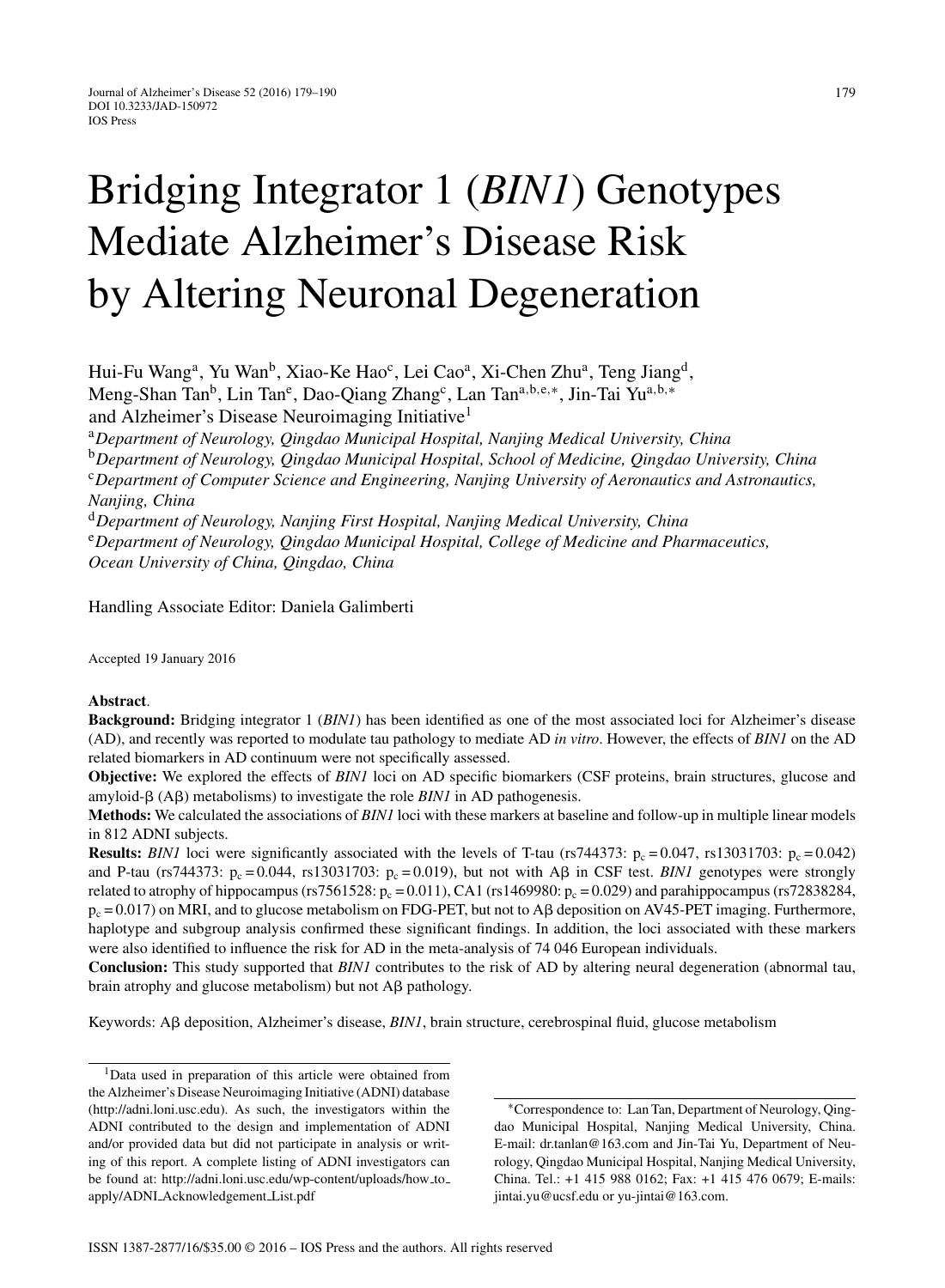# Bridging Integrator 1 (*BIN1*) Genotypes Mediate Alzheimer's Disease Risk by Altering Neuronal Degeneration

Hui-Fu Wang[a], Yu Wan[b], Xiao-Ke Hao[c], Lei Cao[a], Xi-Chen Zhu[a], Teng Jiang[d], Meng-Shan Tan[b], Lin Tan[e], Dao-Qiang Zhang[c], Lan Tan[a,b,e,*], Jin-Tai Yu[a,b,*] and Alzheimer's Disease Neuroimaging Initiative[1]

[a]*Department of Neurology, Qingdao Municipal Hospital, Nanjing Medical University, China*
[b]*Department of Neurology, Qingdao Municipal Hospital, School of Medicine, Qingdao University, China*
[c]*Department of Computer Science and Engineering, Nanjing University of Aeronautics and Astronautics, Nanjing, China*
[d]*Department of Neurology, Nanjing First Hospital, Nanjing Medical University, China*
[e]*Department of Neurology, Qingdao Municipal Hospital, College of Medicine and Pharmaceutics, Ocean University of China, Qingdao, China*

Handling Associate Editor: Daniela Galimberti

Accepted 19 January 2016

**Abstract**.

**Background:** Bridging integrator 1 (*BIN1*) has been identified as one of the most associated loci for Alzheimer's disease (AD), and recently was reported to modulate tau pathology to mediate AD *in vitro*. However, the effects of *BIN1* on the AD related biomarkers in AD continuum were not specifically assessed.

**Objective:** We explored the effects of *BIN1* loci on AD specific biomarkers (CSF proteins, brain structures, glucose and amyloid-β (Aβ) metabolisms) to investigate the role *BIN1* in AD pathogenesis.

**Methods:** We calculated the associations of *BIN1* loci with these markers at baseline and follow-up in multiple linear models in 812 ADNI subjects.

**Results:** *BIN1* loci were significantly associated with the levels of T-tau (rs744373: $p_c = 0.047$, rs13031703: $p_c = 0.042$) and P-tau (rs744373: $p_c = 0.044$, rs13031703: $p_c = 0.019$), but not with Aβ in CSF test. *BIN1* genotypes were strongly related to atrophy of hippocampus (rs7561528: $p_c = 0.011$), CA1 (rs1469980: $p_c = 0.029$) and parahippocampus (rs72838284, $p_c = 0.017$) on MRI, and to glucose metabolism on FDG-PET, but not to Aβ deposition on AV45-PET imaging. Furthermore, haplotype and subgroup analysis confirmed these significant findings. In addition, the loci associated with these markers were also identified to influence the risk for AD in the meta-analysis of 74 046 European individuals.

**Conclusion:** This study supported that *BIN1* contributes to the risk of AD by altering neural degeneration (abnormal tau, brain atrophy and glucose metabolism) but not Aβ pathology.

Keywords: Aβ deposition, Alzheimer's disease, *BIN1*, brain structure, cerebrospinal fluid, glucose metabolism

---

[1]Data used in preparation of this article were obtained from the Alzheimer's Disease Neuroimaging Initiative (ADNI) database (http://adni.loni.usc.edu). As such, the investigators within the ADNI contributed to the design and implementation of ADNI and/or provided data but did not participate in analysis or writing of this report. A complete listing of ADNI investigators can be found at: http://adni.loni.usc.edu/wp-content/uploads/how_to_apply/ADNI_Acknowledgement_List.pdf

*Correspondence to: Lan Tan, Department of Neurology, Qingdao Municipal Hospital, Nanjing Medical University, China. E-mail: dr.tanlan@163.com and Jin-Tai Yu, Department of Neurology, Qingdao Municipal Hospital, Nanjing Medical University, China. Tel.: +1 415 988 0162; Fax: +1 415 476 0679; E-mails: jintai.yu@ucsf.edu or yu-jintai@163.com.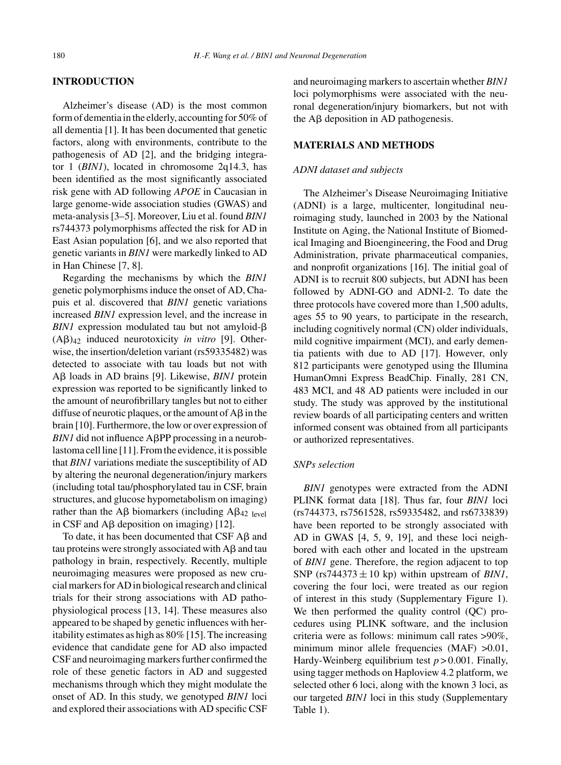## INTRODUCTION

Alzheimer's disease (AD) is the most common form of dementia in the elderly, accounting for 50% of all dementia [1]. It has been documented that genetic factors, along with environments, contribute to the pathogenesis of AD [2], and the bridging integrator 1 (*BIN1*), located in chromosome 2q14.3, has been identified as the most significantly associated risk gene with AD following *APOE* in Caucasian in large genome-wide association studies (GWAS) and meta-analysis [3–5]. Moreover, Liu et al. found *BIN1* rs744373 polymorphisms affected the risk for AD in East Asian population [6], and we also reported that genetic variants in *BIN1* were markedly linked to AD in Han Chinese [7, 8].

Regarding the mechanisms by which the *BIN1* genetic polymorphisms induce the onset of AD, Chapuis et al. discovered that *BIN1* genetic variations increased *BIN1* expression level, and the increase in *BIN1* expression modulated tau but not amyloid-β $(A\beta)_{42}$ induced neurotoxicity *in vitro* [9]. Otherwise, the insertion/deletion variant (rs59335482) was detected to associate with tau loads but not with Aβ loads in AD brains [9]. Likewise, *BIN1* protein expression was reported to be significantly linked to the amount of neurofibrillary tangles but not to either diffuse of neurotic plaques, or the amount of Aβ in the brain [10]. Furthermore, the low or over expression of *BIN1* did not influence AβPP processing in a neuroblastoma cell line [11]. From the evidence, it is possible that *BIN1* variations mediate the susceptibility of AD by altering the neuronal degeneration/injury markers (including total tau/phosphorylated tau in CSF, brain structures, and glucose hypometabolism on imaging) rather than the Aβ biomarkers (including $A\beta_{42\ \mathrm{level}}$ in CSF and Aβ deposition on imaging) [12].

To date, it has been documented that CSF Aβ and tau proteins were strongly associated with Aβ and tau pathology in brain, respectively. Recently, multiple neuroimaging measures were proposed as new crucial markers for AD in biological research and clinical trials for their strong associations with AD pathophysiological process [13, 14]. These measures also appeared to be shaped by genetic influences with heritability estimates as high as 80% [15]. The increasing evidence that candidate gene for AD also impacted CSF and neuroimaging markers further confirmed the role of these genetic factors in AD and suggested mechanisms through which they might modulate the onset of AD. In this study, we genotyped *BIN1* loci and explored their associations with AD specific CSF and neuroimaging markers to ascertain whether *BIN1* loci polymorphisms were associated with the neuronal degeneration/injury biomarkers, but not with the Aβ deposition in AD pathogenesis.

## MATERIALS AND METHODS

### *ADNI dataset and subjects*

The Alzheimer's Disease Neuroimaging Initiative (ADNI) is a large, multicenter, longitudinal neuroimaging study, launched in 2003 by the National Institute on Aging, the National Institute of Biomedical Imaging and Bioengineering, the Food and Drug Administration, private pharmaceutical companies, and nonprofit organizations [16]. The initial goal of ADNI is to recruit 800 subjects, but ADNI has been followed by ADNI-GO and ADNI-2. To date the three protocols have covered more than 1,500 adults, ages 55 to 90 years, to participate in the research, including cognitively normal (CN) older individuals, mild cognitive impairment (MCI), and early dementia patients with due to AD [17]. However, only 812 participants were genotyped using the Illumina HumanOmni Express BeadChip. Finally, 281 CN, 483 MCI, and 48 AD patients were included in our study. The study was approved by the institutional review boards of all participating centers and written informed consent was obtained from all participants or authorized representatives.

### *SNPs selection*

*BIN1* genotypes were extracted from the ADNI PLINK format data [18]. Thus far, four *BIN1* loci (rs744373, rs7561528, rs59335482, and rs6733839) have been reported to be strongly associated with AD in GWAS [4, 5, 9, 19], and these loci neighbored with each other and located in the upstream of *BIN1* gene. Therefore, the region adjacent to top SNP (rs744373 ± 10 kp) within upstream of *BIN1*, covering the four loci, were treated as our region of interest in this study (Supplementary Figure 1). We then performed the quality control (QC) procedures using PLINK software, and the inclusion criteria were as follows: minimum call rates >90%, minimum minor allele frequencies (MAF) >0.01, Hardy-Weinberg equilibrium test $p > 0.001$. Finally, using tagger methods on Haploview 4.2 platform, we selected other 6 loci, along with the known 3 loci, as our targeted *BIN1* loci in this study (Supplementary Table 1).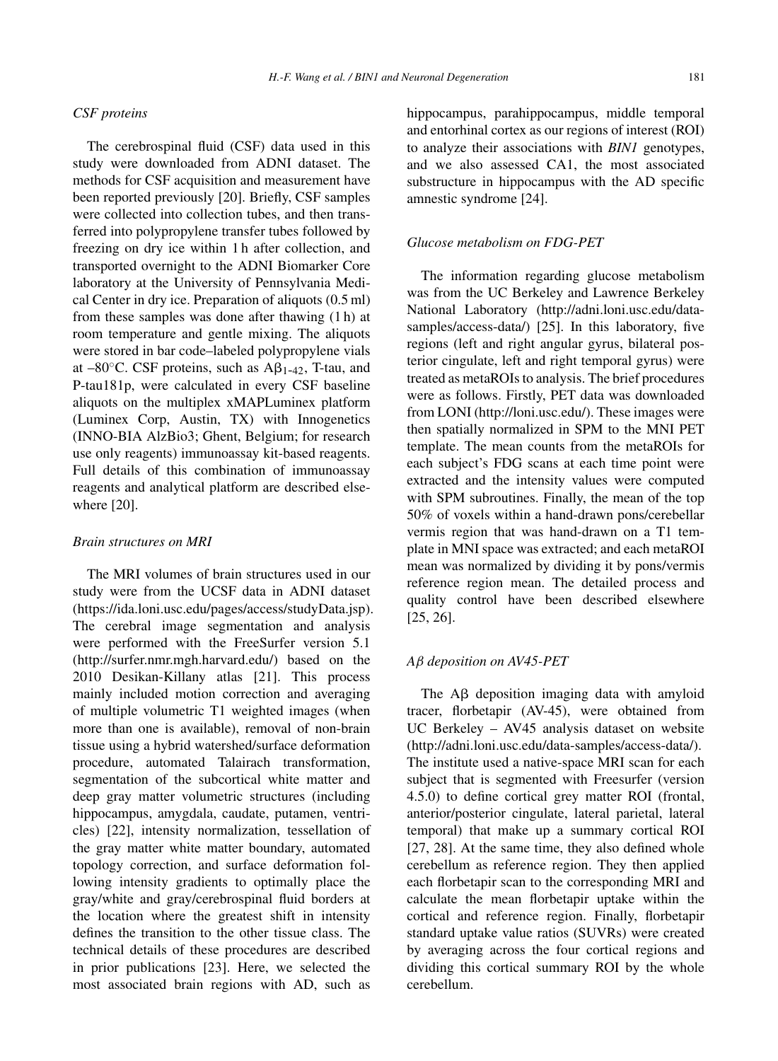### *CSF proteins*

The cerebrospinal fluid (CSF) data used in this study were downloaded from ADNI dataset. The methods for CSF acquisition and measurement have been reported previously [20]. Briefly, CSF samples were collected into collection tubes, and then transferred into polypropylene transfer tubes followed by freezing on dry ice within 1 h after collection, and transported overnight to the ADNI Biomarker Core laboratory at the University of Pennsylvania Medical Center in dry ice. Preparation of aliquots (0.5 ml) from these samples was done after thawing (1 h) at room temperature and gentle mixing. The aliquots were stored in bar code–labeled polypropylene vials at –80°C. CSF proteins, such as $A\beta_{1\text{-}42}$, T-tau, and P-tau181p, were calculated in every CSF baseline aliquots on the multiplex xMAPLuminex platform (Luminex Corp, Austin, TX) with Innogenetics (INNO-BIA AlzBio3; Ghent, Belgium; for research use only reagents) immunoassay kit-based reagents. Full details of this combination of immunoassay reagents and analytical platform are described elsewhere [20].

### *Brain structures on MRI*

The MRI volumes of brain structures used in our study were from the UCSF data in ADNI dataset (https://ida.loni.usc.edu/pages/access/studyData.jsp). The cerebral image segmentation and analysis were performed with the FreeSurfer version 5.1 (http://surfer.nmr.mgh.harvard.edu/) based on the 2010 Desikan-Killany atlas [21]. This process mainly included motion correction and averaging of multiple volumetric T1 weighted images (when more than one is available), removal of non-brain tissue using a hybrid watershed/surface deformation procedure, automated Talairach transformation, segmentation of the subcortical white matter and deep gray matter volumetric structures (including hippocampus, amygdala, caudate, putamen, ventricles) [22], intensity normalization, tessellation of the gray matter white matter boundary, automated topology correction, and surface deformation following intensity gradients to optimally place the gray/white and gray/cerebrospinal fluid borders at the location where the greatest shift in intensity defines the transition to the other tissue class. The technical details of these procedures are described in prior publications [23]. Here, we selected the most associated brain regions with AD, such as hippocampus, parahippocampus, middle temporal and entorhinal cortex as our regions of interest (ROI) to analyze their associations with *BIN1* genotypes, and we also assessed CA1, the most associated substructure in hippocampus with the AD specific amnestic syndrome [24].

### *Glucose metabolism on FDG-PET*

The information regarding glucose metabolism was from the UC Berkeley and Lawrence Berkeley National Laboratory (http://adni.loni.usc.edu/data-samples/access-data/) [25]. In this laboratory, five regions (left and right angular gyrus, bilateral posterior cingulate, left and right temporal gyrus) were treated as metaROIs to analysis. The brief procedures were as follows. Firstly, PET data was downloaded from LONI (http://loni.usc.edu/). These images were then spatially normalized in SPM to the MNI PET template. The mean counts from the metaROIs for each subject's FDG scans at each time point were extracted and the intensity values were computed with SPM subroutines. Finally, the mean of the top 50% of voxels within a hand-drawn pons/cerebellar vermis region that was hand-drawn on a T1 template in MNI space was extracted; and each metaROI mean was normalized by dividing it by pons/vermis reference region mean. The detailed process and quality control have been described elsewhere [25, 26].

### *Aβ deposition on AV45-PET*

The Aβ deposition imaging data with amyloid tracer, florbetapir (AV-45), were obtained from UC Berkeley – AV45 analysis dataset on website (http://adni.loni.usc.edu/data-samples/access-data/). The institute used a native-space MRI scan for each subject that is segmented with Freesurfer (version 4.5.0) to define cortical grey matter ROI (frontal, anterior/posterior cingulate, lateral parietal, lateral temporal) that make up a summary cortical ROI [27, 28]. At the same time, they also defined whole cerebellum as reference region. They then applied each florbetapir scan to the corresponding MRI and calculate the mean florbetapir uptake within the cortical and reference region. Finally, florbetapir standard uptake value ratios (SUVRs) were created by averaging across the four cortical regions and dividing this cortical summary ROI by the whole cerebellum.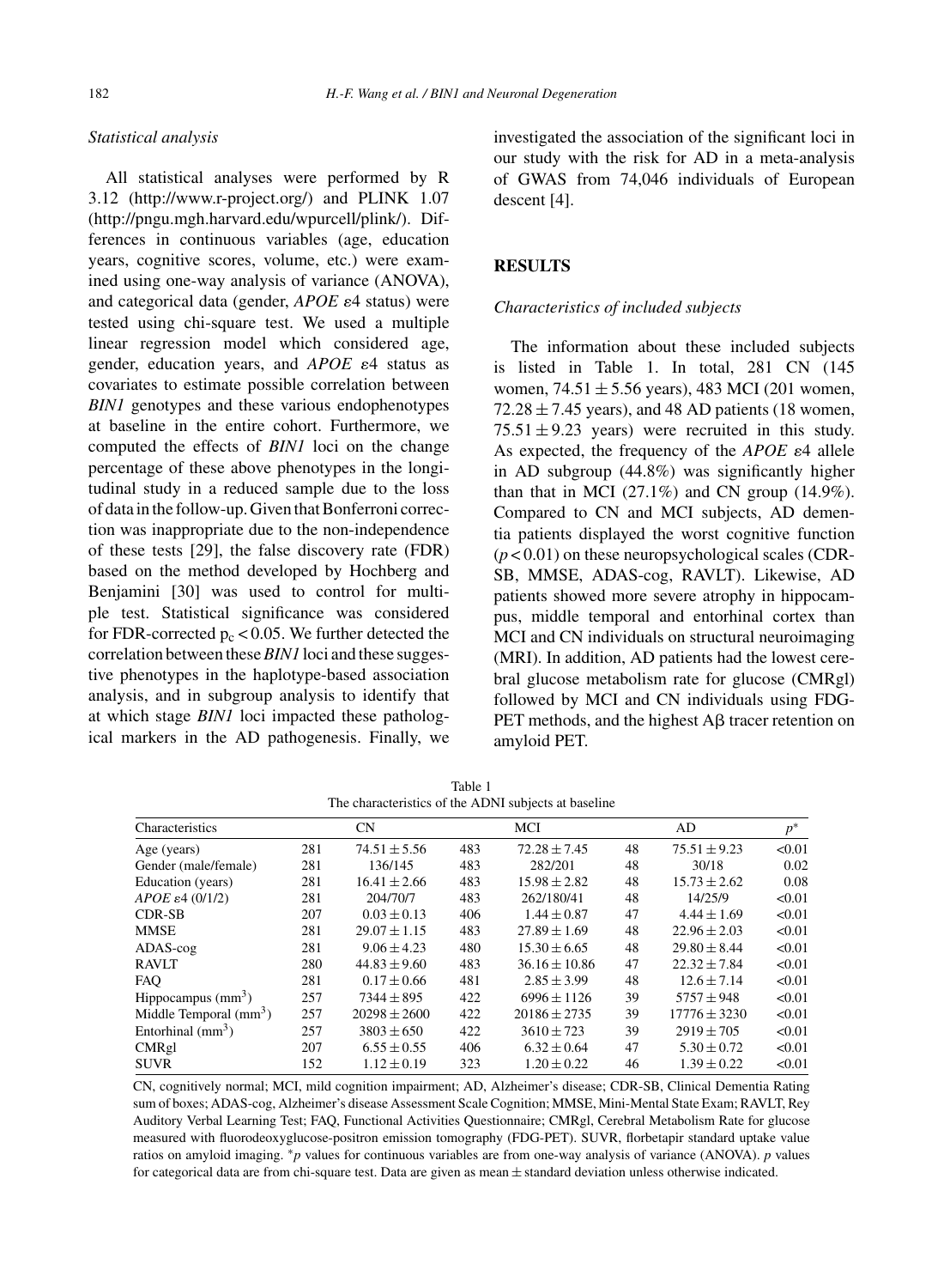### *Statistical analysis*

All statistical analyses were performed by R 3.12 (http://www.r-project.org/) and PLINK 1.07 (http://pngu.mgh.harvard.edu/wpurcell/plink/). Differences in continuous variables (age, education years, cognitive scores, volume, etc.) were examined using one-way analysis of variance (ANOVA), and categorical data (gender, *APOE* ε4 status) were tested using chi-square test. We used a multiple linear regression model which considered age, gender, education years, and *APOE* ε4 status as covariates to estimate possible correlation between *BIN1* genotypes and these various endophenotypes at baseline in the entire cohort. Furthermore, we computed the effects of *BIN1* loci on the change percentage of these above phenotypes in the longitudinal study in a reduced sample due to the loss of data in the follow-up. Given that Bonferroni correction was inappropriate due to the non-independence of these tests [29], the false discovery rate (FDR) based on the method developed by Hochberg and Benjamini [30] was used to control for multiple test. Statistical significance was considered for FDR-corrected $p_c < 0.05$. We further detected the correlation between these *BIN1* loci and these suggestive phenotypes in the haplotype-based association analysis, and in subgroup analysis to identify that at which stage *BIN1* loci impacted these pathological markers in the AD pathogenesis. Finally, we investigated the association of the significant loci in our study with the risk for AD in a meta-analysis of GWAS from 74,046 individuals of European descent [4].

## RESULTS

### *Characteristics of included subjects*

The information about these included subjects is listed in Table 1. In total, 281 CN (145 women, 74.51 ± 5.56 years), 483 MCI (201 women, 72.28 ± 7.45 years), and 48 AD patients (18 women, 75.51 ± 9.23 years) were recruited in this study. As expected, the frequency of the *APOE* ε4 allele in AD subgroup (44.8%) was significantly higher than that in MCI (27.1%) and CN group (14.9%). Compared to CN and MCI subjects, AD dementia patients displayed the worst cognitive function ($p < 0.01$) on these neuropsychological scales (CDR-SB, MMSE, ADAS-cog, RAVLT). Likewise, AD patients showed more severe atrophy in hippocampus, middle temporal and entorhinal cortex than MCI and CN individuals on structural neuroimaging (MRI). In addition, AD patients had the lowest cerebral glucose metabolism rate for glucose (CMRgl) followed by MCI and CN individuals using FDG-PET methods, and the highest Aβ tracer retention on amyloid PET.

Table 1
The characteristics of the ADNI subjects at baseline

| Characteristics | | CN | | MCI | | AD | $p^*$ |
|---|---|---|---|---|---|---|---|
| Age (years) | 281 | 74.51 ± 5.56 | 483 | 72.28 ± 7.45 | 48 | 75.51 ± 9.23 | <0.01 |
| Gender (male/female) | 281 | 136/145 | 483 | 282/201 | 48 | 30/18 | 0.02 |
| Education (years) | 281 | 16.41 ± 2.66 | 483 | 15.98 ± 2.82 | 48 | 15.73 ± 2.62 | 0.08 |
| *APOE* ε4 (0/1/2) | 281 | 204/70/7 | 483 | 262/180/41 | 48 | 14/25/9 | <0.01 |
| CDR-SB | 207 | 0.03 ± 0.13 | 406 | 1.44 ± 0.87 | 47 | 4.44 ± 1.69 | <0.01 |
| MMSE | 281 | 29.07 ± 1.15 | 483 | 27.89 ± 1.69 | 48 | 22.96 ± 2.03 | <0.01 |
| ADAS-cog | 281 | 9.06 ± 4.23 | 480 | 15.30 ± 6.65 | 48 | 29.80 ± 8.44 | <0.01 |
| RAVLT | 280 | 44.83 ± 9.60 | 483 | 36.16 ± 10.86 | 47 | 22.32 ± 7.84 | <0.01 |
| FAQ | 281 | 0.17 ± 0.66 | 481 | 2.85 ± 3.99 | 48 | 12.6 ± 7.14 | <0.01 |
| Hippocampus ($mm^3$) | 257 | 7344 ± 895 | 422 | 6996 ± 1126 | 39 | 5757 ± 948 | <0.01 |
| Middle Temporal ($mm^3$) | 257 | 20298 ± 2600 | 422 | 20186 ± 2735 | 39 | 17776 ± 3230 | <0.01 |
| Entorhinal ($mm^3$) | 257 | 3803 ± 650 | 422 | 3610 ± 723 | 39 | 2919 ± 705 | <0.01 |
| CMRgl | 207 | 6.55 ± 0.55 | 406 | 6.32 ± 0.64 | 47 | 5.30 ± 0.72 | <0.01 |
| SUVR | 152 | 1.12 ± 0.19 | 323 | 1.20 ± 0.22 | 46 | 1.39 ± 0.22 | <0.01 |

CN, cognitively normal; MCI, mild cognition impairment; AD, Alzheimer's disease; CDR-SB, Clinical Dementia Rating sum of boxes; ADAS-cog, Alzheimer's disease Assessment Scale Cognition; MMSE, Mini-Mental State Exam; RAVLT, Rey Auditory Verbal Learning Test; FAQ, Functional Activities Questionnaire; CMRgl, Cerebral Metabolism Rate for glucose measured with fluorodeoxyglucose-positron emission tomography (FDG-PET). SUVR, florbetapir standard uptake value ratios on amyloid imaging. *$p$ values for continuous variables are from one-way analysis of variance (ANOVA). $p$ values for categorical data are from chi-square test. Data are given as mean ± standard deviation unless otherwise indicated.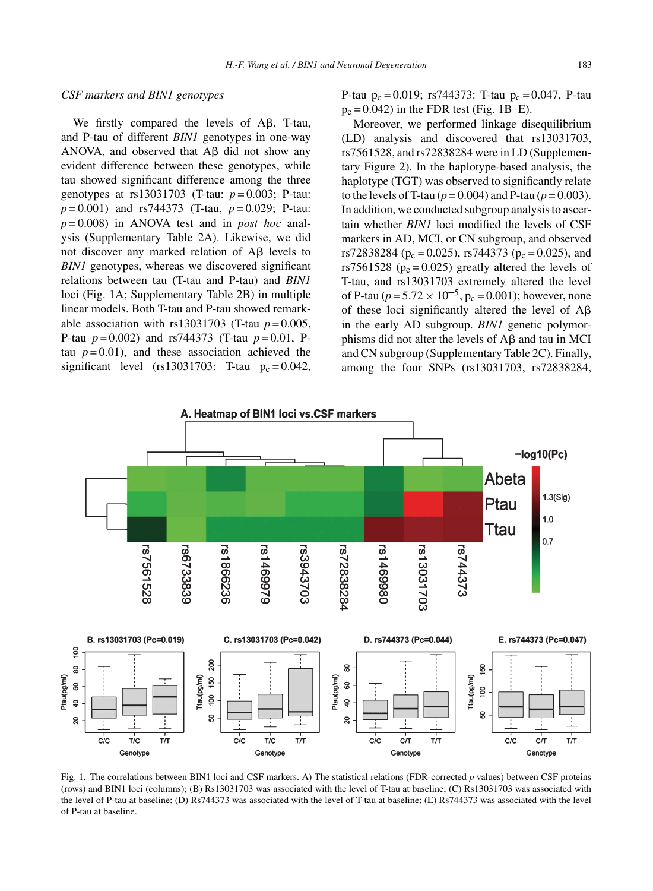### CSF markers and BIN1 genotypes

We firstly compared the levels of Aβ, T-tau, and P-tau of different *BIN1* genotypes in one-way ANOVA, and observed that Aβ did not show any evident difference between these genotypes, while tau showed significant difference among the three genotypes at rs13031703 (T-tau: $p = 0.003$; P-tau: $p = 0.001$) and rs744373 (T-tau, $p = 0.029$; P-tau: $p = 0.008$) in ANOVA test and in *post hoc* analysis (Supplementary Table 2A). Likewise, we did not discover any marked relation of Aβ levels to *BIN1* genotypes, whereas we discovered significant relations between tau (T-tau and P-tau) and *BIN1* loci (Fig. 1A; Supplementary Table 2B) in multiple linear models. Both T-tau and P-tau showed remarkable association with rs13031703 (T-tau $p = 0.005$, P-tau $p = 0.002$) and rs744373 (T-tau $p = 0.01$, P-tau $p = 0.01$), and these association achieved the significant level (rs13031703: T-tau $p_c = 0.042$, P-tau $p_c = 0.019$; rs744373: T-tau $p_c = 0.047$, P-tau $p_c = 0.042$) in the FDR test (Fig. 1B–E).

Moreover, we performed linkage disequilibrium (LD) analysis and discovered that rs13031703, rs7561528, and rs72838284 were in LD (Supplementary Figure 2). In the haplotype-based analysis, the haplotype (TGT) was observed to significantly relate to the levels of T-tau ($p = 0.004$) and P-tau ($p = 0.003$). In addition, we conducted subgroup analysis to ascertain whether *BIN1* loci modified the levels of CSF markers in AD, MCI, or CN subgroup, and observed rs72838284 ($p_c = 0.025$), rs744373 ($p_c = 0.025$), and rs7561528 ($p_c = 0.025$) greatly altered the levels of T-tau, and rs13031703 extremely altered the level of P-tau ($p = 5.72 \times 10^{-5}$, $p_c = 0.001$); however, none of these loci significantly altered the level of Aβ in the early AD subgroup. *BIN1* genetic polymorphisms did not alter the levels of Aβ and tau in MCI and CN subgroup (Supplementary Table 2C). Finally, among the four SNPs (rs13031703, rs72838284,

Fig. 1. The correlations between BIN1 loci and CSF markers. A) The statistical relations (FDR-corrected *p* values) between CSF proteins (rows) and BIN1 loci (columns); (B) Rs13031703 was associated with the level of T-tau at baseline; (C) Rs13031703 was associated with the level of P-tau at baseline; (D) Rs744373 was associated with the level of T-tau at baseline; (E) Rs744373 was associated with the level of P-tau at baseline.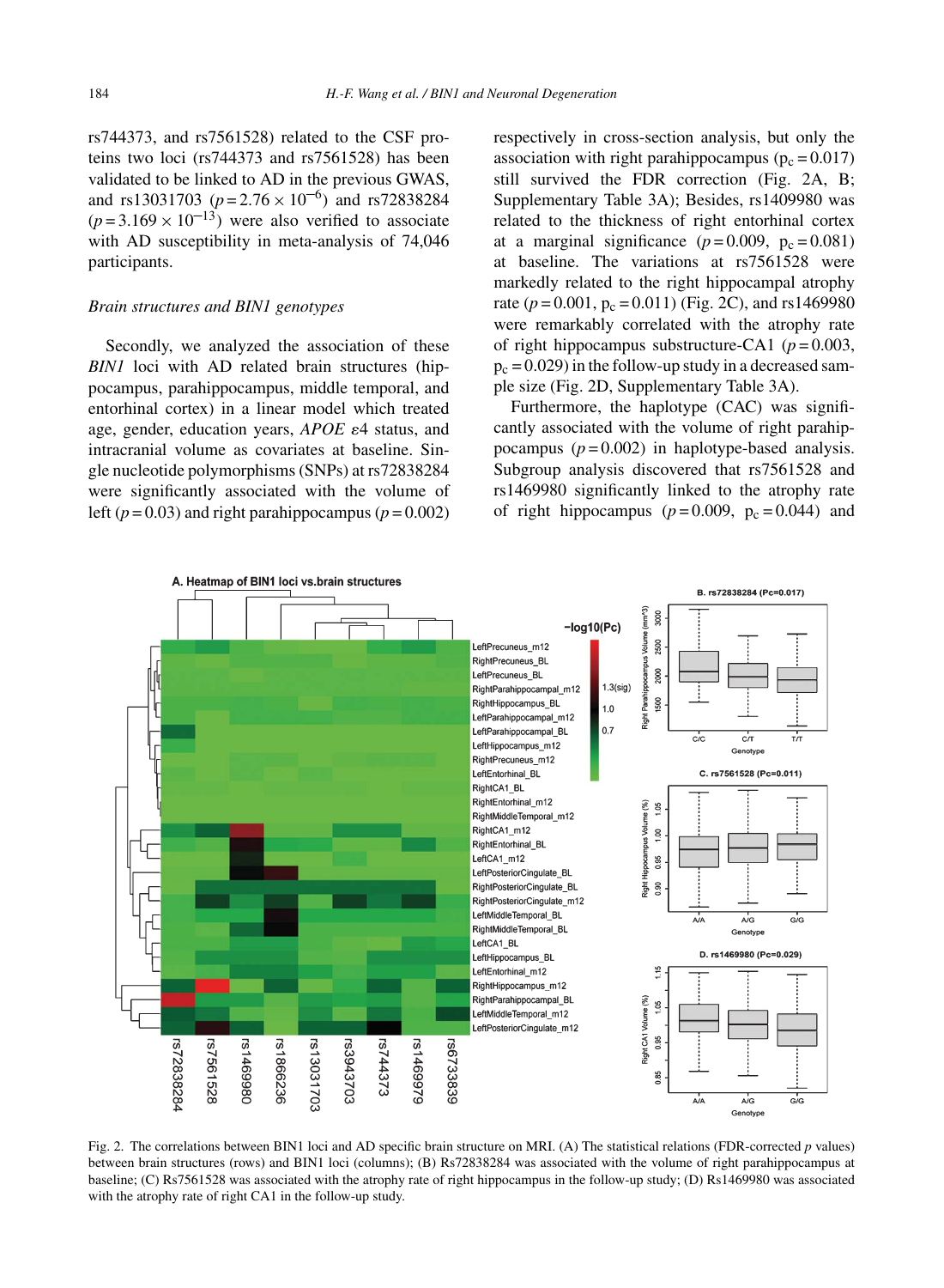rs744373, and rs7561528) related to the CSF proteins two loci (rs744373 and rs7561528) has been validated to be linked to AD in the previous GWAS, and rs13031703 ($p = 2.76 \times 10^{-6}$) and rs72838284 ($p = 3.169 \times 10^{-13}$) were also verified to associate with AD susceptibility in meta-analysis of 74,046 participants.

*Brain structures and BIN1 genotypes*

Secondly, we analyzed the association of these *BIN1* loci with AD related brain structures (hippocampus, parahippocampus, middle temporal, and entorhinal cortex) in a linear model which treated age, gender, education years, *APOE* ε4 status, and intracranial volume as covariates at baseline. Single nucleotide polymorphisms (SNPs) at rs72838284 were significantly associated with the volume of left ($p = 0.03$) and right parahippocampus ($p = 0.002$) respectively in cross-section analysis, but only the association with right parahippocampus ($p_c = 0.017$) still survived the FDR correction (Fig. 2A, B; Supplementary Table 3A); Besides, rs1409980 was related to the thickness of right entorhinal cortex at a marginal significance ($p = 0.009$, $p_c = 0.081$) at baseline. The variations at rs7561528 were markedly related to the right hippocampal atrophy rate ($p = 0.001$, $p_c = 0.011$) (Fig. 2C), and rs1469980 were remarkably correlated with the atrophy rate of right hippocampus substructure-CA1 ($p = 0.003$, $p_c = 0.029$) in the follow-up study in a decreased sample size (Fig. 2D, Supplementary Table 3A).

Furthermore, the haplotype (CAC) was significantly associated with the volume of right parahippocampus ($p = 0.002$) in haplotype-based analysis. Subgroup analysis discovered that rs7561528 and rs1469980 significantly linked to the atrophy rate of right hippocampus ($p = 0.009$, $p_c = 0.044$) and

Fig. 2. The correlations between BIN1 loci and AD specific brain structure on MRI. (A) The statistical relations (FDR-corrected $p$ values) between brain structures (rows) and BIN1 loci (columns); (B) Rs72838284 was associated with the volume of right parahippocampus at baseline; (C) Rs7561528 was associated with the atrophy rate of right hippocampus in the follow-up study; (D) Rs1469980 was associated with the atrophy rate of right CA1 in the follow-up study.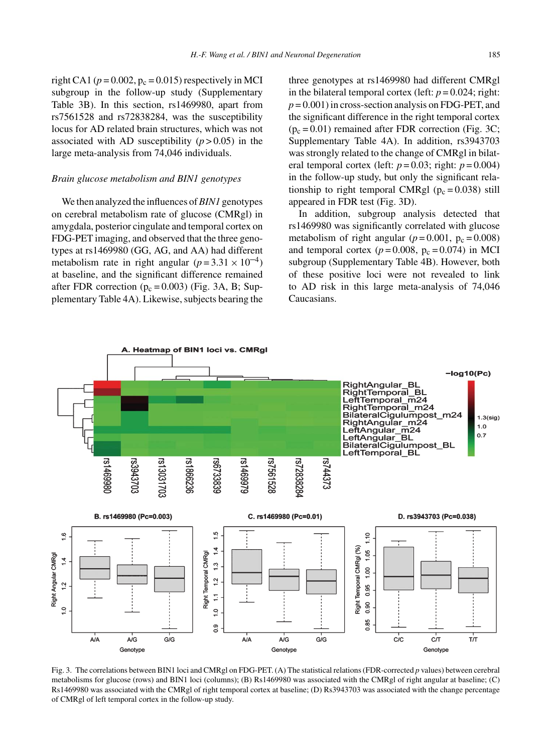right CA1 ($p = 0.002$, $p_c = 0.015$) respectively in MCI subgroup in the follow-up study (Supplementary Table 3B). In this section, rs1469980, apart from rs7561528 and rs72838284, was the susceptibility locus for AD related brain structures, which was not associated with AD susceptibility ($p > 0.05$) in the large meta-analysis from 74,046 individuals.

### *Brain glucose metabolism and BIN1 genotypes*

We then analyzed the influences of *BIN1* genotypes on cerebral metabolism rate of glucose (CMRgl) in amygdala, posterior cingulate and temporal cortex on FDG-PET imaging, and observed that the three genotypes at rs1469980 (GG, AG, and AA) had different metabolism rate in right angular ($p = 3.31 \times 10^{-4}$) at baseline, and the significant difference remained after FDR correction ($p_c = 0.003$) (Fig. 3A, B; Supplementary Table 4A). Likewise, subjects bearing the three genotypes at rs1469980 had different CMRgl in the bilateral temporal cortex (left: $p = 0.024$; right: $p = 0.001$) in cross-section analysis on FDG-PET, and the significant difference in the right temporal cortex ($p_c = 0.01$) remained after FDR correction (Fig. 3C; Supplementary Table 4A). In addition, rs3943703 was strongly related to the change of CMRgl in bilateral temporal cortex (left: $p = 0.03$; right: $p = 0.004$) in the follow-up study, but only the significant relationship to right temporal CMRgl ($p_c = 0.038$) still appeared in FDR test (Fig. 3D).

In addition, subgroup analysis detected that rs1469980 was significantly correlated with glucose metabolism of right angular ($p = 0.001$, $p_c = 0.008$) and temporal cortex ($p = 0.008$, $p_c = 0.074$) in MCI subgroup (Supplementary Table 4B). However, both of these positive loci were not revealed to link to AD risk in this large meta-analysis of 74,046 Caucasians.

Fig. 3. The correlations between BIN1 loci and CMRgl on FDG-PET. (A) The statistical relations (FDR-corrected *p* values) between cerebral metabolisms for glucose (rows) and BIN1 loci (columns); (B) Rs1469980 was associated with the CMRgl of right angular at baseline; (C) Rs1469980 was associated with the CMRgl of right temporal cortex at baseline; (D) Rs3943703 was associated with the change percentage of CMRgl of left temporal cortex in the follow-up study.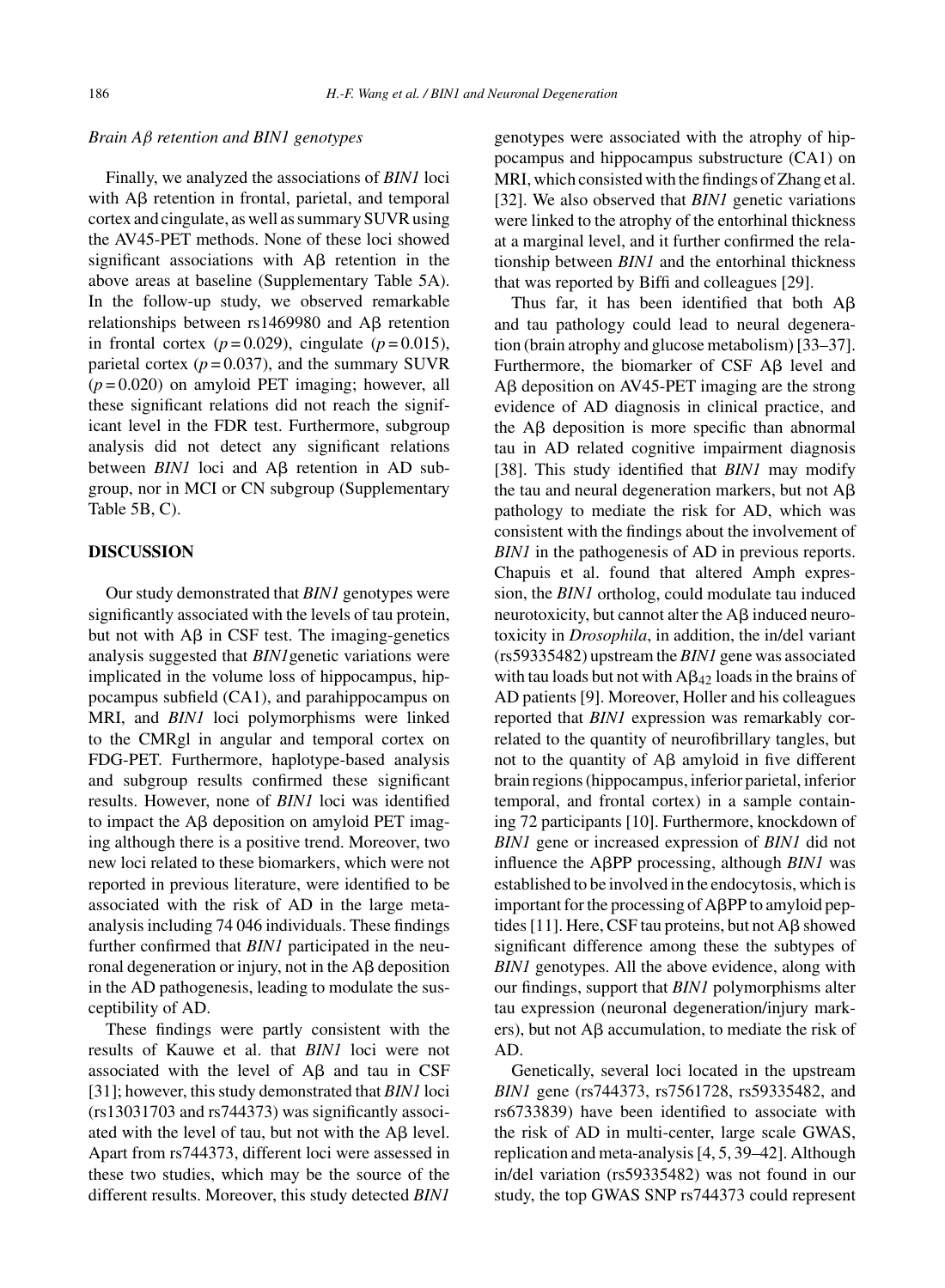*Brain Aβ retention and BIN1 genotypes*

Finally, we analyzed the associations of *BIN1* loci with Aβ retention in frontal, parietal, and temporal cortex and cingulate, as well as summary SUVR using the AV45-PET methods. None of these loci showed significant associations with Aβ retention in the above areas at baseline (Supplementary Table 5A). In the follow-up study, we observed remarkable relationships between rs1469980 and Aβ retention in frontal cortex ($p = 0.029$), cingulate ($p = 0.015$), parietal cortex ($p = 0.037$), and the summary SUVR ($p = 0.020$) on amyloid PET imaging; however, all these significant relations did not reach the significant level in the FDR test. Furthermore, subgroup analysis did not detect any significant relations between *BIN1* loci and Aβ retention in AD subgroup, nor in MCI or CN subgroup (Supplementary Table 5B, C).

## DISCUSSION

Our study demonstrated that *BIN1* genotypes were significantly associated with the levels of tau protein, but not with Aβ in CSF test. The imaging-genetics analysis suggested that *BIN1* genetic variations were implicated in the volume loss of hippocampus, hippocampus subfield (CA1), and parahippocampus on MRI, and *BIN1* loci polymorphisms were linked to the CMRgl in angular and temporal cortex on FDG-PET. Furthermore, haplotype-based analysis and subgroup results confirmed these significant results. However, none of *BIN1* loci was identified to impact the Aβ deposition on amyloid PET imaging although there is a positive trend. Moreover, two new loci related to these biomarkers, which were not reported in previous literature, were identified to be associated with the risk of AD in the large meta-analysis including 74 046 individuals. These findings further confirmed that *BIN1* participated in the neuronal degeneration or injury, not in the Aβ deposition in the AD pathogenesis, leading to modulate the susceptibility of AD.

These findings were partly consistent with the results of Kauwe et al. that *BIN1* loci were not associated with the level of Aβ and tau in CSF [31]; however, this study demonstrated that *BIN1* loci (rs13031703 and rs744373) was significantly associated with the level of tau, but not with the Aβ level. Apart from rs744373, different loci were assessed in these two studies, which may be the source of the different results. Moreover, this study detected *BIN1* genotypes were associated with the atrophy of hippocampus and hippocampus substructure (CA1) on MRI, which consisted with the findings of Zhang et al. [32]. We also observed that *BIN1* genetic variations were linked to the atrophy of the entorhinal thickness at a marginal level, and it further confirmed the relationship between *BIN1* and the entorhinal thickness that was reported by Biffi and colleagues [29].

Thus far, it has been identified that both Aβ and tau pathology could lead to neural degeneration (brain atrophy and glucose metabolism) [33–37]. Furthermore, the biomarker of CSF Aβ level and Aβ deposition on AV45-PET imaging are the strong evidence of AD diagnosis in clinical practice, and the Aβ deposition is more specific than abnormal tau in AD related cognitive impairment diagnosis [38]. This study identified that *BIN1* may modify the tau and neural degeneration markers, but not Aβ pathology to mediate the risk for AD, which was consistent with the findings about the involvement of *BIN1* in the pathogenesis of AD in previous reports. Chapuis et al. found that altered Amph expression, the *BIN1* ortholog, could modulate tau induced neurotoxicity, but cannot alter the Aβ induced neurotoxicity in *Drosophila*, in addition, the in/del variant (rs59335482) upstream the *BIN1* gene was associated with tau loads but not with $A\beta_{42}$ loads in the brains of AD patients [9]. Moreover, Holler and his colleagues reported that *BIN1* expression was remarkably correlated to the quantity of neurofibrillary tangles, but not to the quantity of Aβ amyloid in five different brain regions (hippocampus, inferior parietal, inferior temporal, and frontal cortex) in a sample containing 72 participants [10]. Furthermore, knockdown of *BIN1* gene or increased expression of *BIN1* did not influence the AβPP processing, although *BIN1* was established to be involved in the endocytosis, which is important for the processing of AβPP to amyloid peptides [11]. Here, CSF tau proteins, but not Aβ showed significant difference among these the subtypes of *BIN1* genotypes. All the above evidence, along with our findings, support that *BIN1* polymorphisms alter tau expression (neuronal degeneration/injury markers), but not Aβ accumulation, to mediate the risk of AD.

Genetically, several loci located in the upstream *BIN1* gene (rs744373, rs7561728, rs59335482, and rs6733839) have been identified to associate with the risk of AD in multi-center, large scale GWAS, replication and meta-analysis [4, 5, 39–42]. Although in/del variation (rs59335482) was not found in our study, the top GWAS SNP rs744373 could represent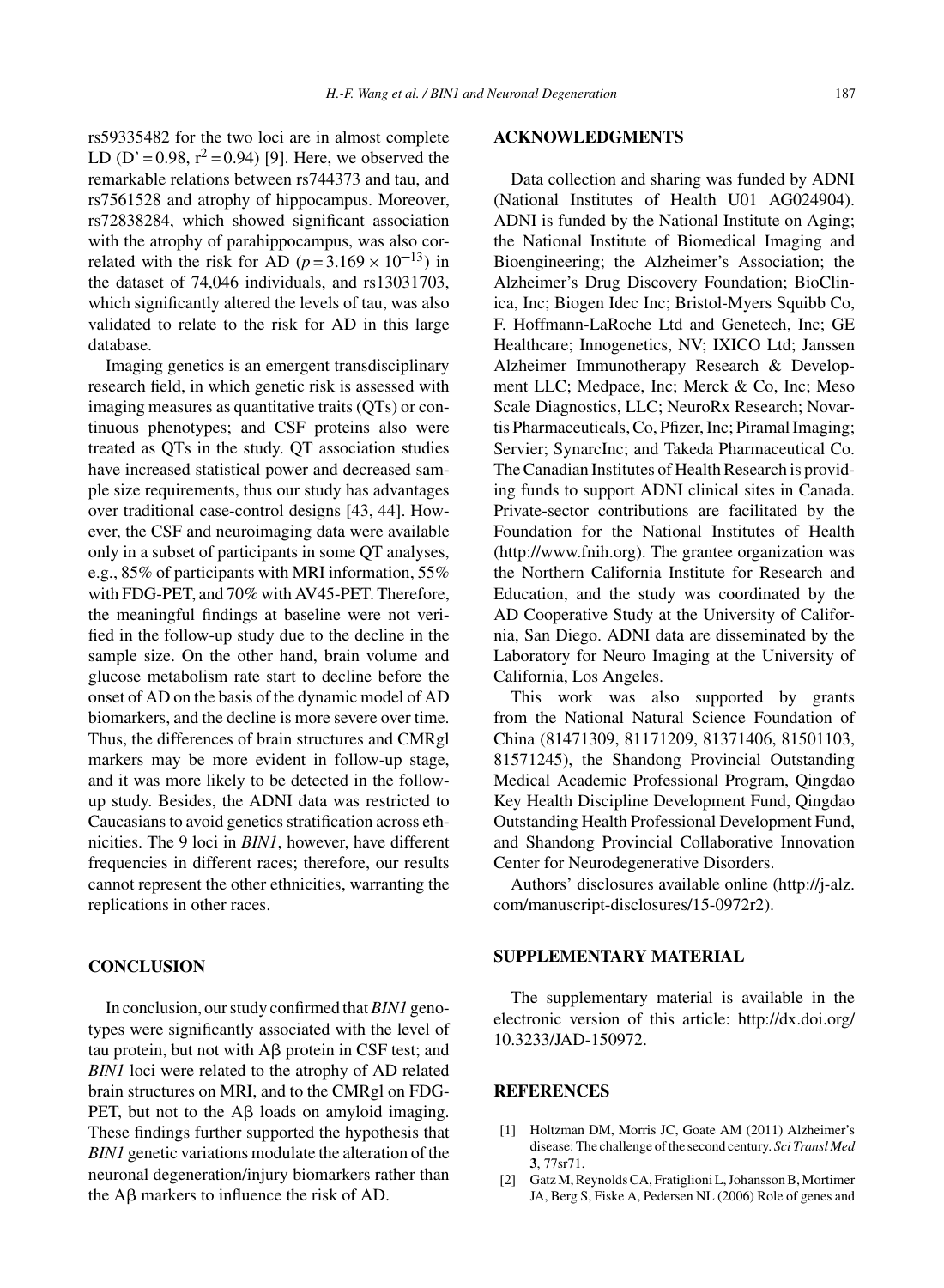rs59335482 for the two loci are in almost complete LD (D' = 0.98, $r^2$ = 0.94) [9]. Here, we observed the remarkable relations between rs744373 and tau, and rs7561528 and atrophy of hippocampus. Moreover, rs72838284, which showed significant association with the atrophy of parahippocampus, was also correlated with the risk for AD ($p = 3.169 \times 10^{-13}$) in the dataset of 74,046 individuals, and rs13031703, which significantly altered the levels of tau, was also validated to relate to the risk for AD in this large database.

Imaging genetics is an emergent transdisciplinary research field, in which genetic risk is assessed with imaging measures as quantitative traits (QTs) or continuous phenotypes; and CSF proteins also were treated as QTs in the study. QT association studies have increased statistical power and decreased sample size requirements, thus our study has advantages over traditional case-control designs [43, 44]. However, the CSF and neuroimaging data were available only in a subset of participants in some QT analyses, e.g., 85% of participants with MRI information, 55% with FDG-PET, and 70% with AV45-PET. Therefore, the meaningful findings at baseline were not verified in the follow-up study due to the decline in the sample size. On the other hand, brain volume and glucose metabolism rate start to decline before the onset of AD on the basis of the dynamic model of AD biomarkers, and the decline is more severe over time. Thus, the differences of brain structures and CMRgl markers may be more evident in follow-up stage, and it was more likely to be detected in the follow-up study. Besides, the ADNI data was restricted to Caucasians to avoid genetics stratification across ethnicities. The 9 loci in *BIN1*, however, have different frequencies in different races; therefore, our results cannot represent the other ethnicities, warranting the replications in other races.

## CONCLUSION

In conclusion, our study confirmed that *BIN1* genotypes were significantly associated with the level of tau protein, but not with Aβ protein in CSF test; and *BIN1* loci were related to the atrophy of AD related brain structures on MRI, and to the CMRgl on FDG-PET, but not to the Aβ loads on amyloid imaging. These findings further supported the hypothesis that *BIN1* genetic variations modulate the alteration of the neuronal degeneration/injury biomarkers rather than the Aβ markers to influence the risk of AD.

## ACKNOWLEDGMENTS

Data collection and sharing was funded by ADNI (National Institutes of Health U01 AG024904). ADNI is funded by the National Institute on Aging; the National Institute of Biomedical Imaging and Bioengineering; the Alzheimer's Association; the Alzheimer's Drug Discovery Foundation; BioClinica, Inc; Biogen Idec Inc; Bristol-Myers Squibb Co, F. Hoffmann-LaRoche Ltd and Genetech, Inc; GE Healthcare; Innogenetics, NV; IXICO Ltd; Janssen Alzheimer Immunotherapy Research & Development LLC; Medpace, Inc; Merck & Co, Inc; Meso Scale Diagnostics, LLC; NeuroRx Research; Novartis Pharmaceuticals, Co, Pfizer, Inc; Piramal Imaging; Servier; SynarcInc; and Takeda Pharmaceutical Co. The Canadian Institutes of Health Research is providing funds to support ADNI clinical sites in Canada. Private-sector contributions are facilitated by the Foundation for the National Institutes of Health (http://www.fnih.org). The grantee organization was the Northern California Institute for Research and Education, and the study was coordinated by the AD Cooperative Study at the University of California, San Diego. ADNI data are disseminated by the Laboratory for Neuro Imaging at the University of California, Los Angeles.

This work was also supported by grants from the National Natural Science Foundation of China (81471309, 81171209, 81371406, 81501103, 81571245), the Shandong Provincial Outstanding Medical Academic Professional Program, Qingdao Key Health Discipline Development Fund, Qingdao Outstanding Health Professional Development Fund, and Shandong Provincial Collaborative Innovation Center for Neurodegenerative Disorders.

Authors' disclosures available online (http://j-alz.com/manuscript-disclosures/15-0972r2).

## SUPPLEMENTARY MATERIAL

The supplementary material is available in the electronic version of this article: http://dx.doi.org/10.3233/JAD-150972.

## REFERENCES

[1] Holtzman DM, Morris JC, Goate AM (2011) Alzheimer's disease: The challenge of the second century. *Sci Transl Med* **3**, 77sr71.

[2] Gatz M, Reynolds CA, Fratiglioni L, Johansson B, Mortimer JA, Berg S, Fiske A, Pedersen NL (2006) Role of genes and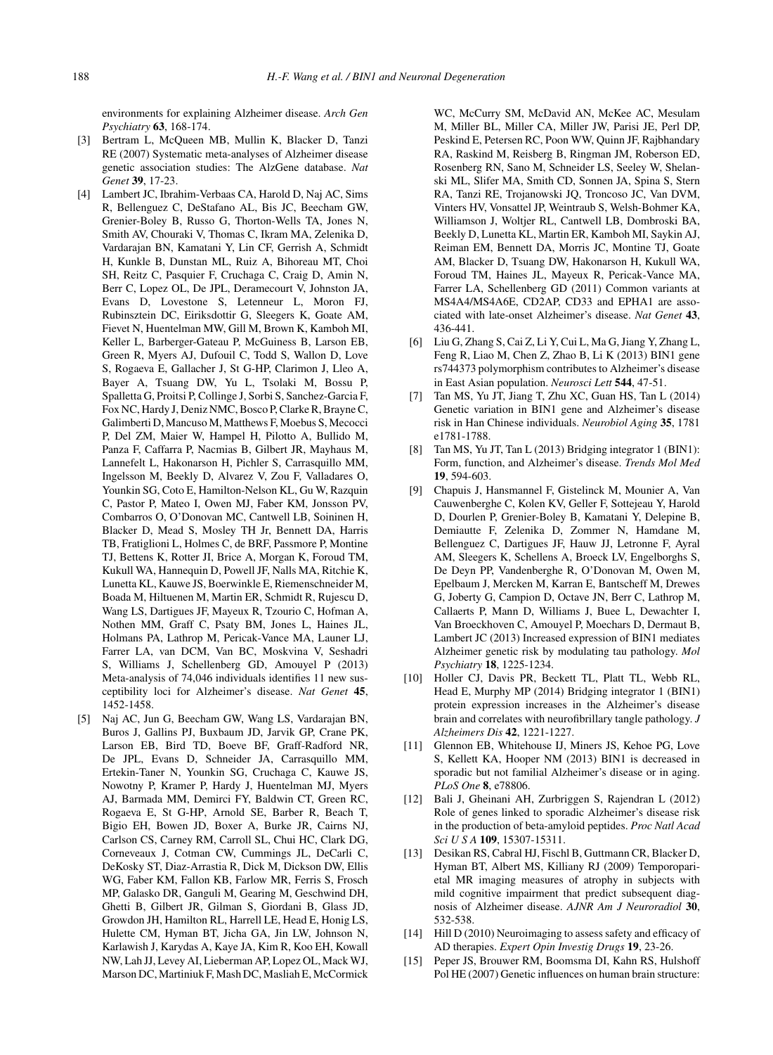environments for explaining Alzheimer disease. *Arch Gen Psychiatry* **63**, 168-174.

[3] Bertram L, McQueen MB, Mullin K, Blacker D, Tanzi RE (2007) Systematic meta-analyses of Alzheimer disease genetic association studies: The AlzGene database. *Nat Genet* **39**, 17-23.

[4] Lambert JC, Ibrahim-Verbaas CA, Harold D, Naj AC, Sims R, Bellenguez C, DeStafano AL, Bis JC, Beecham GW, Grenier-Boley B, Russo G, Thorton-Wells TA, Jones N, Smith AV, Chouraki V, Thomas C, Ikram MA, Zelenika D, Vardarajan BN, Kamatani Y, Lin CF, Gerrish A, Schmidt H, Kunkle B, Dunstan ML, Ruiz A, Bihoreau MT, Choi SH, Reitz C, Pasquier F, Cruchaga C, Craig D, Amin N, Berr C, Lopez OL, De JPL, Deramecourt V, Johnston JA, Evans D, Lovestone S, Letenneur L, Moron FJ, Rubinsztein DC, Eiriksdottir G, Sleegers K, Goate AM, Fievet N, Huentelman MW, Gill M, Brown K, Kamboh MI, Keller L, Barberger-Gateau P, McGuiness B, Larson EB, Green R, Myers AJ, Dufouil C, Todd S, Wallon D, Love S, Rogaeva E, Gallacher J, St G-HP, Clarimon J, Lleo A, Bayer A, Tsuang DW, Yu L, Tsolaki M, Bossu P, Spalletta G, Proitsi P, Collinge J, Sorbi S, Sanchez-Garcia F, Fox NC, Hardy J, Deniz NMC, Bosco P, Clarke R, Brayne C, Galimberti D, Mancuso M, Matthews F, Moebus S, Mecocci P, Del ZM, Maier W, Hampel H, Pilotto A, Bullido M, Panza F, Caffarra P, Nacmias B, Gilbert JR, Mayhaus M, Lannefelt L, Hakonarson H, Pichler S, Carrasquillo MM, Ingelsson M, Beekly D, Alvarez V, Zou F, Valladares O, Younkin SG, Coto E, Hamilton-Nelson KL, Gu W, Razquin C, Pastor P, Mateo I, Owen MJ, Faber KM, Jonsson PV, Combarros O, O'Donovan MC, Cantwell LB, Soininen H, Blacker D, Mead S, Mosley TH Jr, Bennett DA, Harris TB, Fratiglioni L, Holmes C, de BRF, Passmore P, Montine TJ, Bettens K, Rotter JI, Brice A, Morgan K, Foroud TM, Kukull WA, Hannequin D, Powell JF, Nalls MA, Ritchie K, Lunetta KL, Kauwe JS, Boerwinkle E, Riemenschneider M, Boada M, Hiltuenen M, Martin ER, Schmidt R, Rujescu D, Wang LS, Dartigues JF, Mayeux R, Tzourio C, Hofman A, Nothen MM, Graff C, Psaty BM, Jones L, Haines JL, Holmans PA, Lathrop M, Pericak-Vance MA, Launer LJ, Farrer LA, van DCM, Van BC, Moskvina V, Seshadri S, Williams J, Schellenberg GD, Amouyel P (2013) Meta-analysis of 74,046 individuals identifies 11 new susceptibility loci for Alzheimer's disease. *Nat Genet* **45**, 1452-1458.

[5] Naj AC, Jun G, Beecham GW, Wang LS, Vardarajan BN, Buros J, Gallins PJ, Buxbaum JD, Jarvik GP, Crane PK, Larson EB, Bird TD, Boeve BF, Graff-Radford NR, De JPL, Evans D, Schneider JA, Carrasquillo MM, Ertekin-Taner N, Younkin SG, Cruchaga C, Kauwe JS, Nowotny P, Kramer P, Hardy J, Huentelman MJ, Myers AJ, Barmada MM, Demirci FY, Baldwin CT, Green RC, Rogaeva E, St G-HP, Arnold SE, Barber R, Beach T, Bigio EH, Bowen JD, Boxer A, Burke JR, Cairns NJ, Carlson CS, Carney RM, Carroll SL, Chui HC, Clark DG, Corneveaux J, Cotman CW, Cummings JL, DeCarli C, DeKosky ST, Diaz-Arrastia R, Dick M, Dickson DW, Ellis WG, Faber KM, Fallon KB, Farlow MR, Ferris S, Frosch MP, Galasko DR, Ganguli M, Gearing M, Geschwind DH, Ghetti B, Gilbert JR, Gilman S, Giordani B, Glass JD, Growdon JH, Hamilton RL, Harrell LE, Head E, Honig LS, Hulette CM, Hyman BT, Jicha GA, Jin LW, Johnson N, Karlawish J, Karydas A, Kaye JA, Kim R, Koo EH, Kowall NW, Lah JJ, Levey AI, Lieberman AP, Lopez OL, Mack WJ, Marson DC, Martiniuk F, Mash DC, Masliah E, McCormick WC, McCurry SM, McDavid AN, McKee AC, Mesulam M, Miller BL, Miller CA, Miller JW, Parisi JE, Perl DP, Peskind E, Petersen RC, Poon WW, Quinn JF, Rajbhandary RA, Raskind M, Reisberg B, Ringman JM, Roberson ED, Rosenberg RN, Sano M, Schneider LS, Seeley W, Shelanski ML, Slifer MA, Smith CD, Sonnen JA, Spina S, Stern RA, Tanzi RE, Trojanowski JQ, Troncoso JC, Van DVM, Vinters HV, Vonsattel JP, Weintraub S, Welsh-Bohmer KA, Williamson J, Woltjer RL, Cantwell LB, Dombroski BA, Beekly D, Lunetta KL, Martin ER, Kamboh MI, Saykin AJ, Reiman EM, Bennett DA, Morris JC, Montine TJ, Goate AM, Blacker D, Tsuang DW, Hakonarson H, Kukull WA, Foroud TM, Haines JL, Mayeux R, Pericak-Vance MA, Farrer LA, Schellenberg GD (2011) Common variants at MS4A4/MS4A6E, CD2AP, CD33 and EPHA1 are associated with late-onset Alzheimer's disease. *Nat Genet* **43**, 436-441.

[6] Liu G, Zhang S, Cai Z, Li Y, Cui L, Ma G, Jiang Y, Zhang L, Feng R, Liao M, Chen Z, Zhao B, Li K (2013) BIN1 gene rs744373 polymorphism contributes to Alzheimer's disease in East Asian population. *Neurosci Lett* **544**, 47-51.

[7] Tan MS, Yu JT, Jiang T, Zhu XC, Guan HS, Tan L (2014) Genetic variation in BIN1 gene and Alzheimer's disease risk in Han Chinese individuals. *Neurobiol Aging* **35**, 1781 e1781-1788.

[8] Tan MS, Yu JT, Tan L (2013) Bridging integrator 1 (BIN1): Form, function, and Alzheimer's disease. *Trends Mol Med* **19**, 594-603.

[9] Chapuis J, Hansmannel F, Gistelinck M, Mounier A, Van Cauwenberghe C, Kolen KV, Geller F, Sottejeau Y, Harold D, Dourlen P, Grenier-Boley B, Kamatani Y, Delepine B, Demiautte F, Zelenika D, Zommer N, Hamdane M, Bellenguez C, Dartigues JF, Hauw JJ, Letronne F, Ayral AM, Sleegers K, Schellens A, Broeck LV, Engelborghs S, De Deyn PP, Vandenberghe R, O'Donovan M, Owen M, Epelbaum J, Mercken M, Karran E, Bantscheff M, Drewes G, Joberty G, Campion D, Octave JN, Berr C, Lathrop M, Callaerts P, Mann D, Williams J, Buee L, Dewachter I, Van Broeckhoven C, Amouyel P, Moechars D, Dermaut B, Lambert JC (2013) Increased expression of BIN1 mediates Alzheimer genetic risk by modulating tau pathology. *Mol Psychiatry* **18**, 1225-1234.

[10] Holler CJ, Davis PR, Beckett TL, Platt TL, Webb RL, Head E, Murphy MP (2014) Bridging integrator 1 (BIN1) protein expression increases in the Alzheimer's disease brain and correlates with neurofibrillary tangle pathology. *J Alzheimers Dis* **42**, 1221-1227.

[11] Glennon EB, Whitehouse IJ, Miners JS, Kehoe PG, Love S, Kellett KA, Hooper NM (2013) BIN1 is decreased in sporadic but not familial Alzheimer's disease or in aging. *PLoS One* **8**, e78806.

[12] Bali J, Gheinani AH, Zurbriggen S, Rajendran L (2012) Role of genes linked to sporadic Alzheimer's disease risk in the production of beta-amyloid peptides. *Proc Natl Acad Sci U S A* **109**, 15307-15311.

[13] Desikan RS, Cabral HJ, Fischl B, Guttmann CR, Blacker D, Hyman BT, Albert MS, Killiany RJ (2009) Temporoparietal MR imaging measures of atrophy in subjects with mild cognitive impairment that predict subsequent diagnosis of Alzheimer disease. *AJNR Am J Neuroradiol* **30**, 532-538.

[14] Hill D (2010) Neuroimaging to assess safety and efficacy of AD therapies. *Expert Opin Investig Drugs* **19**, 23-26.

[15] Peper JS, Brouwer RM, Boomsma DI, Kahn RS, Hulshoff Pol HE (2007) Genetic influences on human brain structure: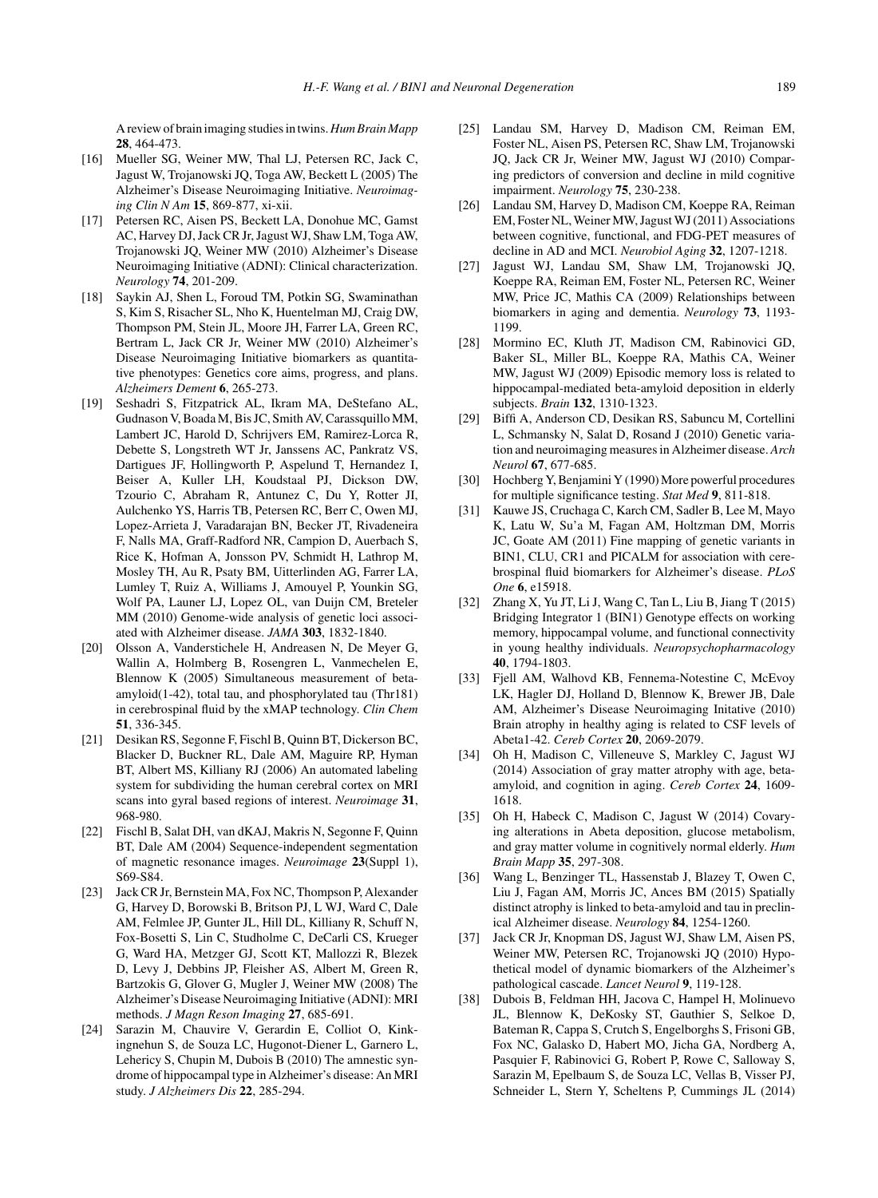A review of brain imaging studies in twins. *Hum Brain Mapp* **28**, 464-473.

[16] Mueller SG, Weiner MW, Thal LJ, Petersen RC, Jack C, Jagust W, Trojanowski JQ, Toga AW, Beckett L (2005) The Alzheimer's Disease Neuroimaging Initiative. *Neuroimaging Clin N Am* **15**, 869-877, xi-xii.

[17] Petersen RC, Aisen PS, Beckett LA, Donohue MC, Gamst AC, Harvey DJ, Jack CR Jr, Jagust WJ, Shaw LM, Toga AW, Trojanowski JQ, Weiner MW (2010) Alzheimer's Disease Neuroimaging Initiative (ADNI): Clinical characterization. *Neurology* **74**, 201-209.

[18] Saykin AJ, Shen L, Foroud TM, Potkin SG, Swaminathan S, Kim S, Risacher SL, Nho K, Huentelman MJ, Craig DW, Thompson PM, Stein JL, Moore JH, Farrer LA, Green RC, Bertram L, Jack CR Jr, Weiner MW (2010) Alzheimer's Disease Neuroimaging Initiative biomarkers as quantitative phenotypes: Genetics core aims, progress, and plans. *Alzheimers Dement* **6**, 265-273.

[19] Seshadri S, Fitzpatrick AL, Ikram MA, DeStefano AL, Gudnason V, Boada M, Bis JC, Smith AV, Carassquillo MM, Lambert JC, Harold D, Schrijvers EM, Ramirez-Lorca R, Debette S, Longstreth WT Jr, Janssens AC, Pankratz VS, Dartigues JF, Hollingworth P, Aspelund T, Hernandez I, Beiser A, Kuller LH, Koudstaal PJ, Dickson DW, Tzourio C, Abraham R, Antunez C, Du Y, Rotter JI, Aulchenko YS, Harris TB, Petersen RC, Berr C, Owen MJ, Lopez-Arrieta J, Varadarajan BN, Becker JT, Rivadeneira F, Nalls MA, Graff-Radford NR, Campion D, Auerbach S, Rice K, Hofman A, Jonsson PV, Schmidt H, Lathrop M, Mosley TH, Au R, Psaty BM, Uitterlinden AG, Farrer LA, Lumley T, Ruiz A, Williams J, Amouyel P, Younkin SG, Wolf PA, Launer LJ, Lopez OL, van Duijn CM, Breteler MM (2010) Genome-wide analysis of genetic loci associated with Alzheimer disease. *JAMA* **303**, 1832-1840.

[20] Olsson A, Vanderstichele H, Andreasen N, De Meyer G, Wallin A, Holmberg B, Rosengren L, Vanmechelen E, Blennow K (2005) Simultaneous measurement of beta-amyloid(1-42), total tau, and phosphorylated tau (Thr181) in cerebrospinal fluid by the xMAP technology. *Clin Chem* **51**, 336-345.

[21] Desikan RS, Segonne F, Fischl B, Quinn BT, Dickerson BC, Blacker D, Buckner RL, Dale AM, Maguire RP, Hyman BT, Albert MS, Killiany RJ (2006) An automated labeling system for subdividing the human cerebral cortex on MRI scans into gyral based regions of interest. *Neuroimage* **31**, 968-980.

[22] Fischl B, Salat DH, van dKAJ, Makris N, Segonne F, Quinn BT, Dale AM (2004) Sequence-independent segmentation of magnetic resonance images. *Neuroimage* **23**(Suppl 1), S69-S84.

[23] Jack CR Jr, Bernstein MA, Fox NC, Thompson P, Alexander G, Harvey D, Borowski B, Britson PJ, L WJ, Ward C, Dale AM, Felmlee JP, Gunter JL, Hill DL, Killiany R, Schuff N, Fox-Bosetti S, Lin C, Studholme C, DeCarli CS, Krueger G, Ward HA, Metzger GJ, Scott KT, Mallozzi R, Blezek D, Levy J, Debbins JP, Fleisher AS, Albert M, Green R, Bartzokis G, Glover G, Mugler J, Weiner MW (2008) The Alzheimer's Disease Neuroimaging Initiative (ADNI): MRI methods. *J Magn Reson Imaging* **27**, 685-691.

[24] Sarazin M, Chauvire V, Gerardin E, Colliot O, Kinkingnehun S, de Souza LC, Hugonot-Diener L, Garnero L, Lehericy S, Chupin M, Dubois B (2010) The amnestic syndrome of hippocampal type in Alzheimer's disease: An MRI study. *J Alzheimers Dis* **22**, 285-294.

[25] Landau SM, Harvey D, Madison CM, Reiman EM, Foster NL, Aisen PS, Petersen RC, Shaw LM, Trojanowski JQ, Jack CR Jr, Weiner MW, Jagust WJ (2010) Comparing predictors of conversion and decline in mild cognitive impairment. *Neurology* **75**, 230-238.

[26] Landau SM, Harvey D, Madison CM, Koeppe RA, Reiman EM, Foster NL, Weiner MW, Jagust WJ (2011) Associations between cognitive, functional, and FDG-PET measures of decline in AD and MCI. *Neurobiol Aging* **32**, 1207-1218.

[27] Jagust WJ, Landau SM, Shaw LM, Trojanowski JQ, Koeppe RA, Reiman EM, Foster NL, Petersen RC, Weiner MW, Price JC, Mathis CA (2009) Relationships between biomarkers in aging and dementia. *Neurology* **73**, 1193-1199.

[28] Mormino EC, Kluth JT, Madison CM, Rabinovici GD, Baker SL, Miller BL, Koeppe RA, Mathis CA, Weiner MW, Jagust WJ (2009) Episodic memory loss is related to hippocampal-mediated beta-amyloid deposition in elderly subjects. *Brain* **132**, 1310-1323.

[29] Biffi A, Anderson CD, Desikan RS, Sabuncu M, Cortellini L, Schmansky N, Salat D, Rosand J (2010) Genetic variation and neuroimaging measures in Alzheimer disease. *Arch Neurol* **67**, 677-685.

[30] Hochberg Y, Benjamini Y (1990) More powerful procedures for multiple significance testing. *Stat Med* **9**, 811-818.

[31] Kauwe JS, Cruchaga C, Karch CM, Sadler B, Lee M, Mayo K, Latu W, Su'a M, Fagan AM, Holtzman DM, Morris JC, Goate AM (2011) Fine mapping of genetic variants in BIN1, CLU, CR1 and PICALM for association with cerebrospinal fluid biomarkers for Alzheimer's disease. *PLoS One* **6**, e15918.

[32] Zhang X, Yu JT, Li J, Wang C, Tan L, Liu B, Jiang T (2015) Bridging Integrator 1 (BIN1) Genotype effects on working memory, hippocampal volume, and functional connectivity in young healthy individuals. *Neuropsychopharmacology* **40**, 1794-1803.

[33] Fjell AM, Walhovd KB, Fennema-Notestine C, McEvoy LK, Hagler DJ, Holland D, Blennow K, Brewer JB, Dale AM, Alzheimer's Disease Neuroimaging Initative (2010) Brain atrophy in healthy aging is related to CSF levels of Abeta1-42. *Cereb Cortex* **20**, 2069-2079.

[34] Oh H, Madison C, Villeneuve S, Markley C, Jagust WJ (2014) Association of gray matter atrophy with age, beta-amyloid, and cognition in aging. *Cereb Cortex* **24**, 1609-1618.

[35] Oh H, Habeck C, Madison C, Jagust W (2014) Covarying alterations in Abeta deposition, glucose metabolism, and gray matter volume in cognitively normal elderly. *Hum Brain Mapp* **35**, 297-308.

[36] Wang L, Benzinger TL, Hassenstab J, Blazey T, Owen C, Liu J, Fagan AM, Morris JC, Ances BM (2015) Spatially distinct atrophy is linked to beta-amyloid and tau in preclinical Alzheimer disease. *Neurology* **84**, 1254-1260.

[37] Jack CR Jr, Knopman DS, Jagust WJ, Shaw LM, Aisen PS, Weiner MW, Petersen RC, Trojanowski JQ (2010) Hypothetical model of dynamic biomarkers of the Alzheimer's pathological cascade. *Lancet Neurol* **9**, 119-128.

[38] Dubois B, Feldman HH, Jacova C, Hampel H, Molinuevo JL, Blennow K, DeKosky ST, Gauthier S, Selkoe D, Bateman R, Cappa S, Crutch S, Engelborghs S, Frisoni GB, Fox NC, Galasko D, Habert MO, Jicha GA, Nordberg A, Pasquier F, Rabinovici G, Robert P, Rowe C, Salloway S, Sarazin M, Epelbaum S, de Souza LC, Vellas B, Visser PJ, Schneider L, Stern Y, Scheltens P, Cummings JL (2014)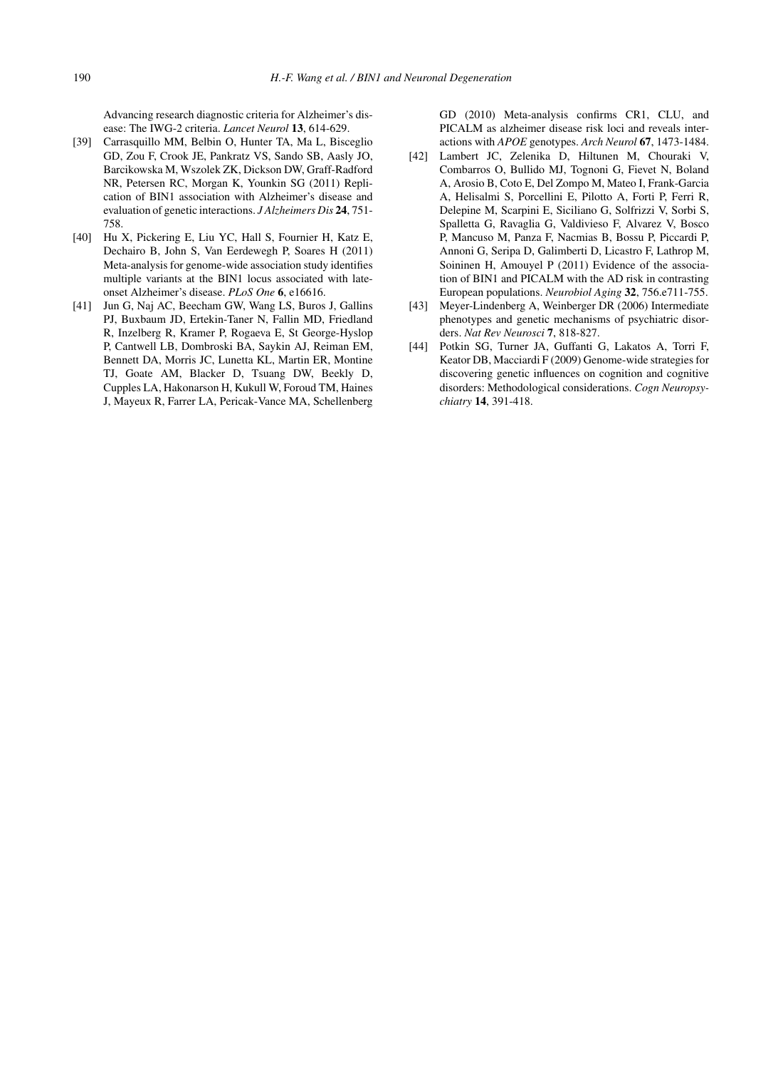Advancing research diagnostic criteria for Alzheimer's disease: The IWG-2 criteria. *Lancet Neurol* **13**, 614-629.

[39] Carrasquillo MM, Belbin O, Hunter TA, Ma L, Bisceglio GD, Zou F, Crook JE, Pankratz VS, Sando SB, Aasly JO, Barcikowska M, Wszolek ZK, Dickson DW, Graff-Radford NR, Petersen RC, Morgan K, Younkin SG (2011) Replication of BIN1 association with Alzheimer's disease and evaluation of genetic interactions. *J Alzheimers Dis* **24**, 751-758.

[40] Hu X, Pickering E, Liu YC, Hall S, Fournier H, Katz E, Dechairo B, John S, Van Eerdewegh P, Soares H (2011) Meta-analysis for genome-wide association study identifies multiple variants at the BIN1 locus associated with late-onset Alzheimer's disease. *PLoS One* **6**, e16616.

[41] Jun G, Naj AC, Beecham GW, Wang LS, Buros J, Gallins PJ, Buxbaum JD, Ertekin-Taner N, Fallin MD, Friedland R, Inzelberg R, Kramer P, Rogaeva E, St George-Hyslop P, Cantwell LB, Dombroski BA, Saykin AJ, Reiman EM, Bennett DA, Morris JC, Lunetta KL, Martin ER, Montine TJ, Goate AM, Blacker D, Tsuang DW, Beekly D, Cupples LA, Hakonarson H, Kukull W, Foroud TM, Haines J, Mayeux R, Farrer LA, Pericak-Vance MA, Schellenberg GD (2010) Meta-analysis confirms CR1, CLU, and PICALM as alzheimer disease risk loci and reveals interactions with *APOE* genotypes. *Arch Neurol* **67**, 1473-1484.

[42] Lambert JC, Zelenika D, Hiltunen M, Chouraki V, Combarros O, Bullido MJ, Tognoni G, Fievet N, Boland A, Arosio B, Coto E, Del Zompo M, Mateo I, Frank-Garcia A, Helisalmi S, Porcellini E, Pilotto A, Forti P, Ferri R, Delepine M, Scarpini E, Siciliano G, Solfrizzi V, Sorbi S, Spalletta G, Ravaglia G, Valdivieso F, Alvarez V, Bosco P, Mancuso M, Panza F, Nacmias B, Bossu P, Piccardi P, Annoni G, Seripa D, Galimberti D, Licastro F, Lathrop M, Soininen H, Amouyel P (2011) Evidence of the association of BIN1 and PICALM with the AD risk in contrasting European populations. *Neurobiol Aging* **32**, 756.e711-755.

[43] Meyer-Lindenberg A, Weinberger DR (2006) Intermediate phenotypes and genetic mechanisms of psychiatric disorders. *Nat Rev Neurosci* **7**, 818-827.

[44] Potkin SG, Turner JA, Guffanti G, Lakatos A, Torri F, Keator DB, Macciardi F (2009) Genome-wide strategies for discovering genetic influences on cognition and cognitive disorders: Methodological considerations. *Cogn Neuropsychiatry* **14**, 391-418.